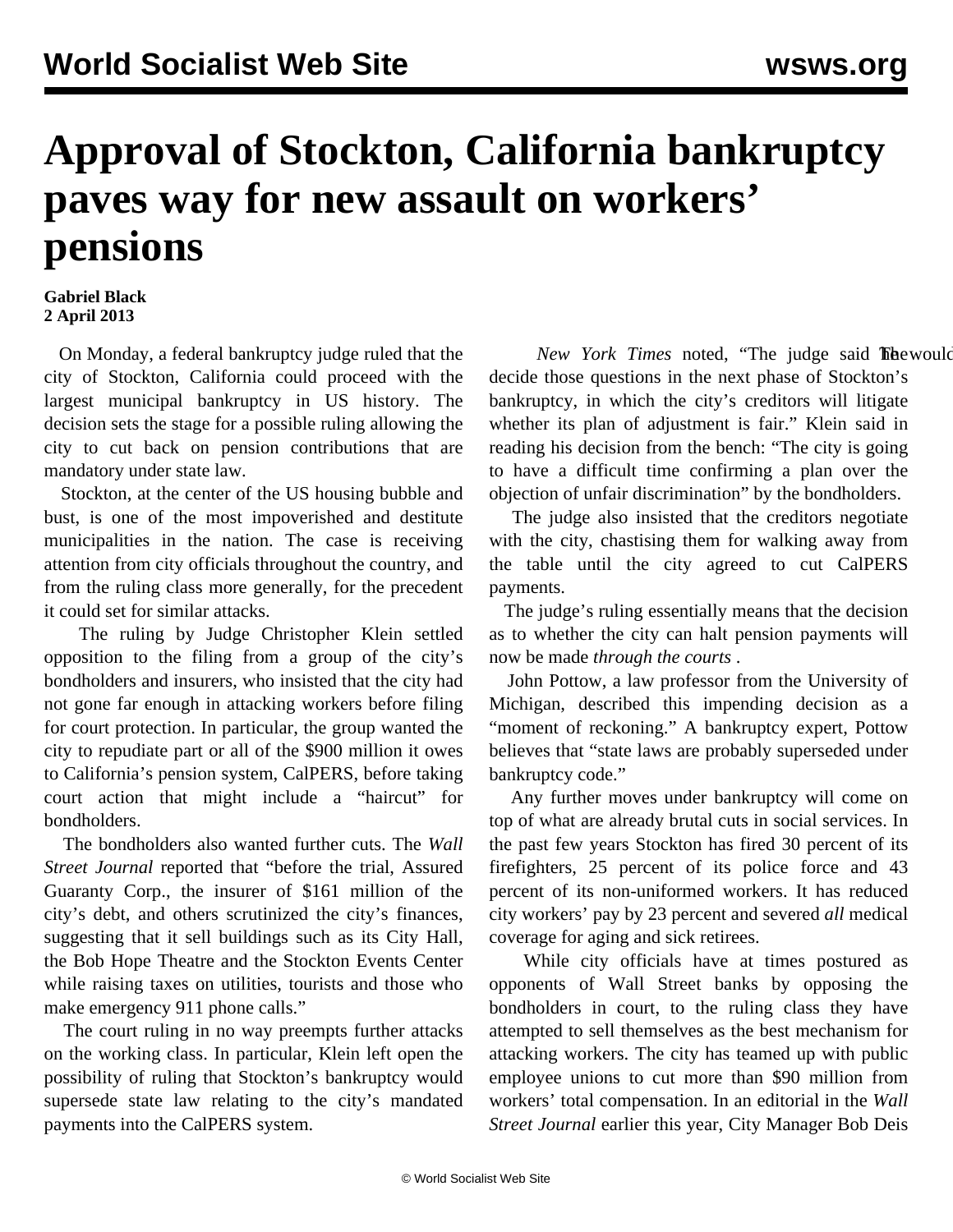# Approval of Stockton, California bankruptcy paves way for new assault on workers' pensions

**Gabriel Black**
**2 April 2013**

On Monday, a federal bankruptcy judge ruled that the city of Stockton, California could proceed with the largest municipal bankruptcy in US history. The decision sets the stage for a possible ruling allowing the city to cut back on pension contributions that are mandatory under state law.

Stockton, at the center of the US housing bubble and bust, is one of the most impoverished and destitute municipalities in the nation. The case is receiving attention from city officials throughout the country, and from the ruling class more generally, for the precedent it could set for similar attacks.

The ruling by Judge Christopher Klein settled opposition to the filing from a group of the city's bondholders and insurers, who insisted that the city had not gone far enough in attacking workers before filing for court protection. In particular, the group wanted the city to repudiate part or all of the $900 million it owes to California's pension system, CalPERS, before taking court action that might include a "haircut" for bondholders.

The bondholders also wanted further cuts. The *Wall Street Journal* reported that "before the trial, Assured Guaranty Corp., the insurer of $161 million of the city's debt, and others scrutinized the city's finances, suggesting that it sell buildings such as its City Hall, the Bob Hope Theatre and the Stockton Events Center while raising taxes on utilities, tourists and those who make emergency 911 phone calls."

The court ruling in no way preempts further attacks on the working class. In particular, Klein left open the possibility of ruling that Stockton's bankruptcy would supersede state law relating to the city's mandated payments into the CalPERS system.

The *New York Times* noted, "The judge said he would decide those questions in the next phase of Stockton's bankruptcy, in which the city's creditors will litigate whether its plan of adjustment is fair." Klein said in reading his decision from the bench: "The city is going to have a difficult time confirming a plan over the objection of unfair discrimination" by the bondholders.

The judge also insisted that the creditors negotiate with the city, chastising them for walking away from the table until the city agreed to cut CalPERS payments.

The judge's ruling essentially means that the decision as to whether the city can halt pension payments will now be made *through the courts*.

John Pottow, a law professor from the University of Michigan, described this impending decision as a "moment of reckoning." A bankruptcy expert, Pottow believes that "state laws are probably superseded under bankruptcy code."

Any further moves under bankruptcy will come on top of what are already brutal cuts in social services. In the past few years Stockton has fired 30 percent of its firefighters, 25 percent of its police force and 43 percent of its non-uniformed workers. It has reduced city workers' pay by 23 percent and severed *all* medical coverage for aging and sick retirees.

While city officials have at times postured as opponents of Wall Street banks by opposing the bondholders in court, to the ruling class they have attempted to sell themselves as the best mechanism for attacking workers. The city has teamed up with public employee unions to cut more than $90 million from workers' total compensation. In an editorial in the *Wall Street Journal* earlier this year, City Manager Bob Deis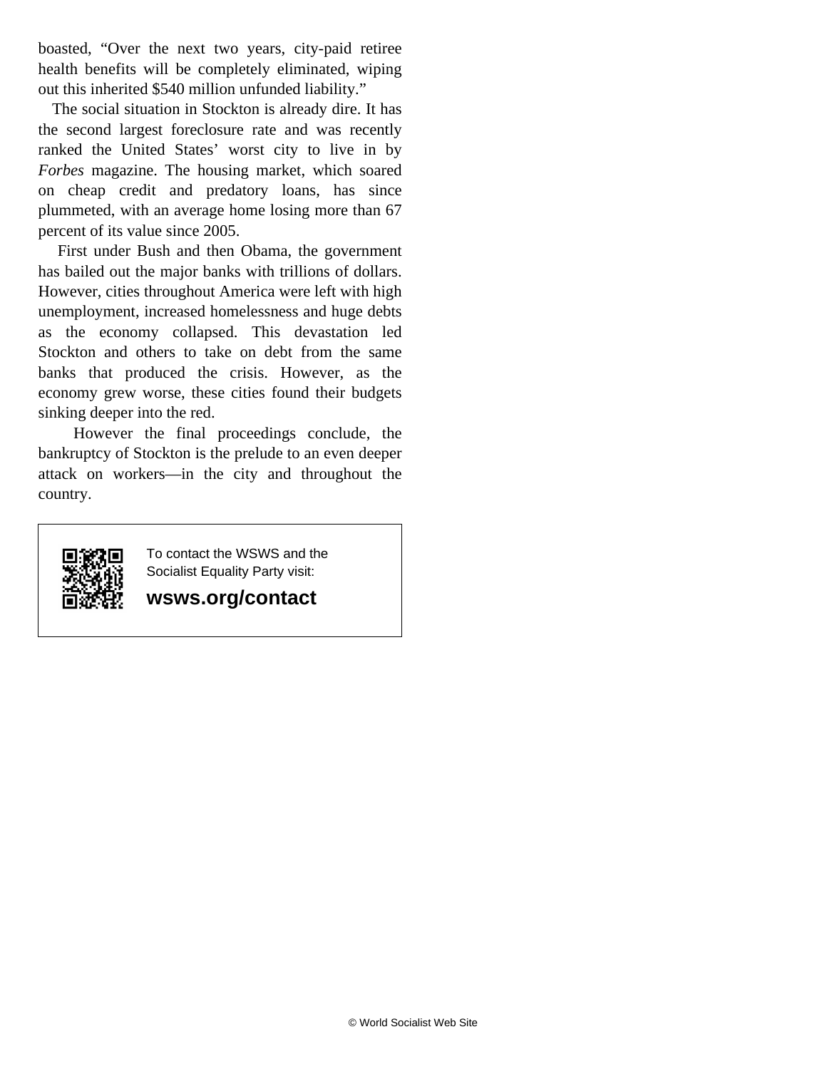boasted, "Over the next two years, city-paid retiree health benefits will be completely eliminated, wiping out this inherited $540 million unfunded liability."

The social situation in Stockton is already dire. It has the second largest foreclosure rate and was recently ranked the United States' worst city to live in by *Forbes* magazine. The housing market, which soared on cheap credit and predatory loans, has since plummeted, with an average home losing more than 67 percent of its value since 2005.

First under Bush and then Obama, the government has bailed out the major banks with trillions of dollars. However, cities throughout America were left with high unemployment, increased homelessness and huge debts as the economy collapsed. This devastation led Stockton and others to take on debt from the same banks that produced the crisis. However, as the economy grew worse, these cities found their budgets sinking deeper into the red.

However the final proceedings conclude, the bankruptcy of Stockton is the prelude to an even deeper attack on workers—in the city and throughout the country.

To contact the WSWS and the Socialist Equality Party visit:

**wsws.org/contact**